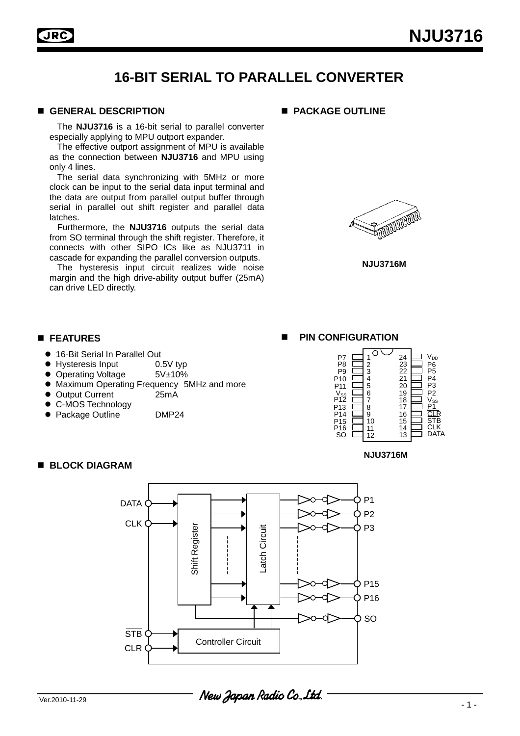# NJU3716

## 16-BIT SERIAL TO PARALLEL CONVERTER

### ■ GENERAL DESCRIPTION

The **NJU3716** is a 16-bit serial to parallel converter especially applying to MPU outport expander.

The effective outport assignment of MPU is available as the connection between **NJU3716** and MPU using only 4 lines.

The serial data synchronizing with 5MHz or more clock can be input to the serial data input terminal and the data are output from parallel output buffer through serial in parallel out shift register and parallel data latches.

Furthermore, the **NJU3716** outputs the serial data from SO terminal through the shift register. Therefore, it connects with other SIPO ICs like as NJU3711 in cascade for expanding the parallel conversion outputs.

The hysteresis input circuit realizes wide noise margin and the high drive-ability output buffer (25mA) can drive LED directly.

### ■ PACKAGE OUTLINE

NJU3716M

### ■ FEATURES

- 16-Bit Serial In Parallel Out
- Hysteresis Input 0.5V typ
- Operating Voltage 5V±10%
- Maximum Operating Frequency 5MHz and more
- Output Current 25mA
- C-MOS Technology
- Package Outline DMP24

### ■ PIN CONFIGURATION

| Pin | Name | Pin | Name |
|---|---|---|---|
| 1 | P7 | 24 | $V_{DD}$ |
| 2 | P8 | 23 | P6 |
| 3 | P9 | 22 | P5 |
| 4 | P10 | 21 | P4 |
| 5 | P11 | 20 | P3 |
| 6 | $V_{SS}$ | 19 | P2 |
| 7 | P12 | 18 | $V_{SS}$ |
| 8 | P13 | 17 | P1 |
| 9 | P14 | 16 | $\overline{CLR}$ |
| 10 | P15 | 15 | $\overline{STB}$ |
| 11 | P16 | 14 | CLK |
| 12 | SO | 13 | DATA |

NJU3716M

### ■ BLOCK DIAGRAM

DATA, CLK → Shift Register → Latch Circuit → P1, P2, P3, …, P15, P16; Shift Register → SO

$\overline{STB}$, $\overline{CLR}$ → Controller Circuit

Ver.2010-11-29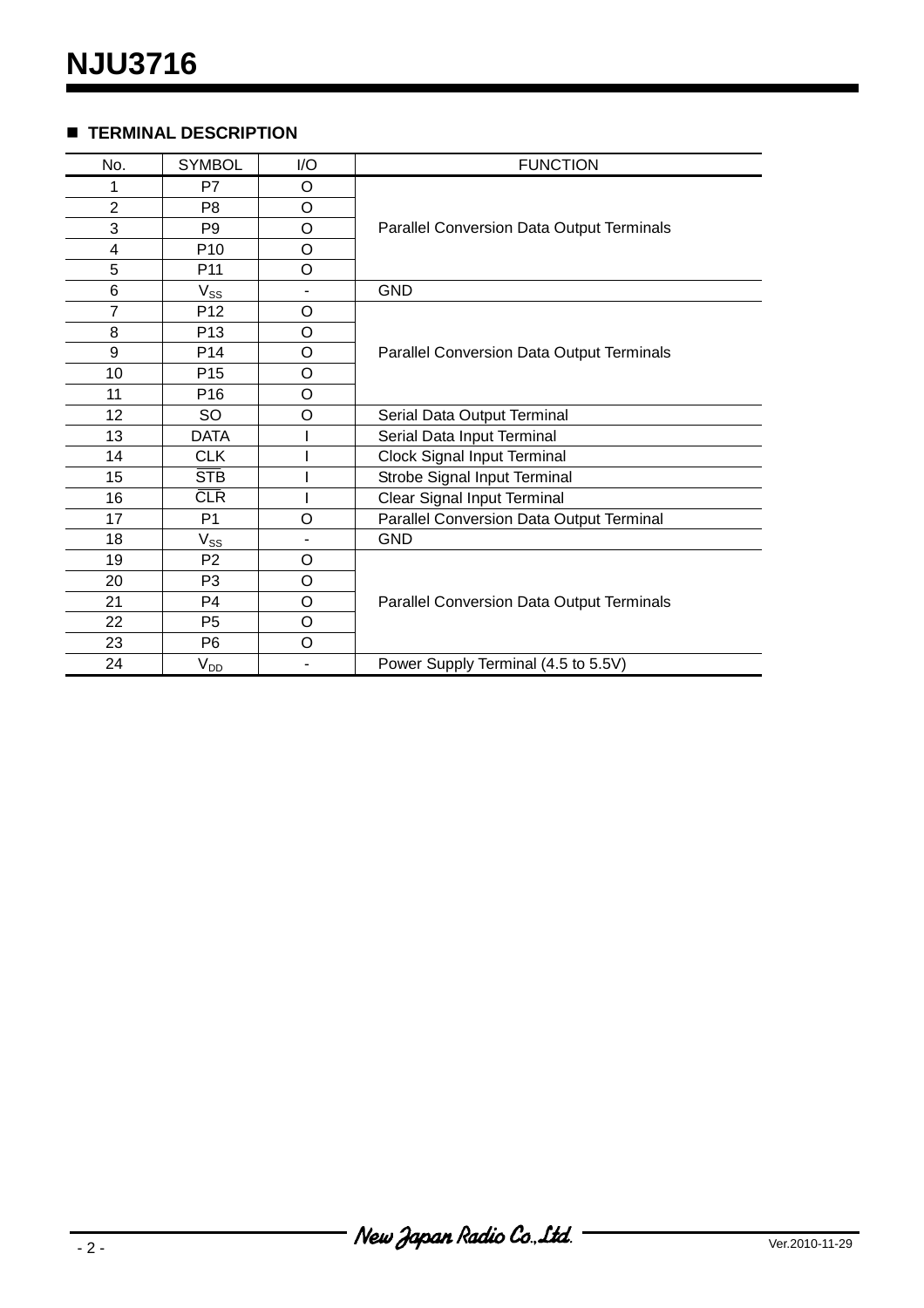## ■ TERMINAL DESCRIPTION

| No. | SYMBOL | I/O | FUNCTION |
|---|---|---|---|
| 1 | P7 | O | Parallel Conversion Data Output Terminals |
| 2 | P8 | O | |
| 3 | P9 | O | |
| 4 | P10 | O | |
| 5 | P11 | O | |
| 6 | $V_{SS}$ | - | GND |
| 7 | P12 | O | Parallel Conversion Data Output Terminals |
| 8 | P13 | O | |
| 9 | P14 | O | |
| 10 | P15 | O | |
| 11 | P16 | O | |
| 12 | SO | O | Serial Data Output Terminal |
| 13 | DATA | I | Serial Data Input Terminal |
| 14 | CLK | I | Clock Signal Input Terminal |
| 15 | $\overline{STB}$ | I | Strobe Signal Input Terminal |
| 16 | $\overline{CLR}$ | I | Clear Signal Input Terminal |
| 17 | P1 | O | Parallel Conversion Data Output Terminal |
| 18 | $V_{SS}$ | - | GND |
| 19 | P2 | O | Parallel Conversion Data Output Terminals |
| 20 | P3 | O | |
| 21 | P4 | O | |
| 22 | P5 | O | |
| 23 | P6 | O | |
| 24 | $V_{DD}$ | - | Power Supply Terminal (4.5 to 5.5V) |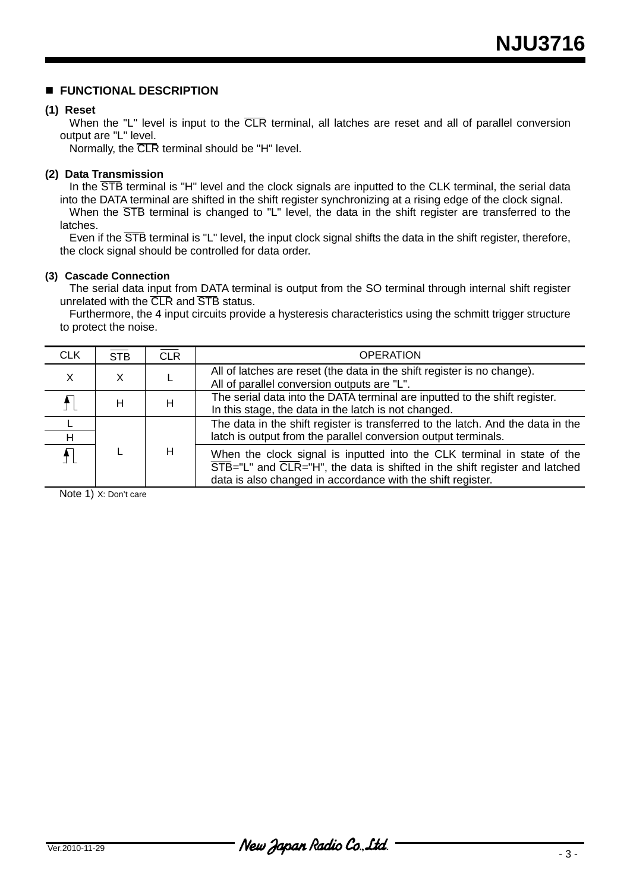## ■ FUNCTIONAL DESCRIPTION

**(1) Reset**

When the "L" level is input to the $\overline{\text{CLR}}$ terminal, all latches are reset and all of parallel conversion output are "L" level.

Normally, the $\overline{\text{CLR}}$ terminal should be "H" level.

**(2) Data Transmission**

In the $\overline{\text{STB}}$ terminal is "H" level and the clock signals are inputted to the CLK terminal, the serial data into the DATA terminal are shifted in the shift register synchronizing at a rising edge of the clock signal.

When the $\overline{\text{STB}}$ terminal is changed to "L" level, the data in the shift register are transferred to the latches.

Even if the $\overline{\text{STB}}$ terminal is "L" level, the input clock signal shifts the data in the shift register, therefore, the clock signal should be controlled for data order.

**(3) Cascade Connection**

The serial data input from DATA terminal is output from the SO terminal through internal shift register unrelated with the $\overline{\text{CLR}}$ and $\overline{\text{STB}}$ status.

Furthermore, the 4 input circuits provide a hysteresis characteristics using the schmitt trigger structure to protect the noise.

| CLK | $\overline{\text{STB}}$ | $\overline{\text{CLR}}$ | OPERATION |
|---|---|---|---|
| X | X | L | All of latches are reset (the data in the shift register is no change).<br>All of parallel conversion outputs are "L". |
| ↑ (rising edge) | H | H | The serial data into the DATA terminal are inputted to the shift register.<br>In this stage, the data in the latch is not changed. |
| L | L | H | The data in the shift register is transferred to the latch. And the data in the latch is output from the parallel conversion output terminals. |
| H | L | H | The data in the shift register is transferred to the latch. And the data in the latch is output from the parallel conversion output terminals. |
| ↑ (rising edge) | L | H | When the clock signal is inputted into the CLK terminal in state of the $\overline{\text{STB}}$="L" and $\overline{\text{CLR}}$="H", the data is shifted in the shift register and latched data is also changed in accordance with the shift register. |

Note 1) X: Don't care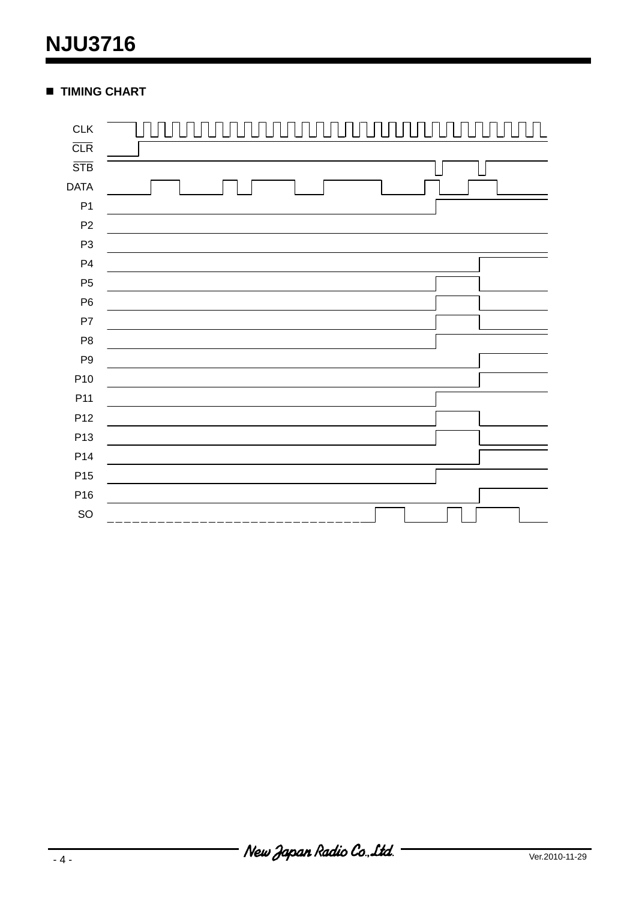## TIMING CHART

CLK

$\overline{CLR}$

$\overline{STB}$

DATA

P1

P2

P3

P4

P5

P6

P7

P8

P9

P10

P11

P12

P13

P14

P15

P16

SO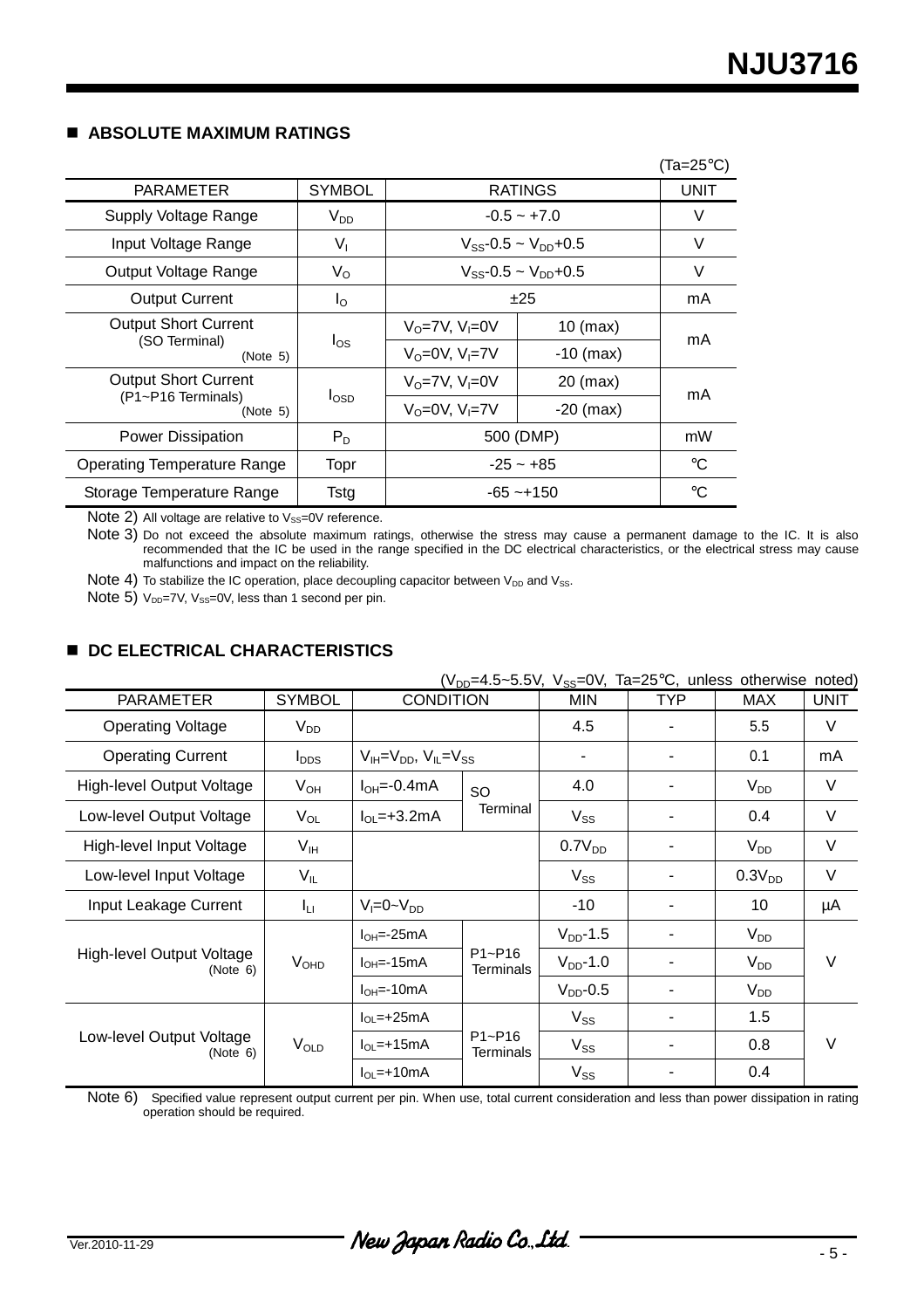## ■ ABSOLUTE MAXIMUM RATINGS

(Ta=25°C)

| PARAMETER | SYMBOL | RATINGS | | UNIT |
|---|---|---|---|---|
| Supply Voltage Range | $V_{DD}$ | -0.5 ~ +7.0 | | V |
| Input Voltage Range | $V_I$ | $V_{SS}$-0.5 ~ $V_{DD}$+0.5 | | V |
| Output Voltage Range | $V_O$ | $V_{SS}$-0.5 ~ $V_{DD}$+0.5 | | V |
| Output Current | $I_O$ | ±25 | | mA |
| Output Short Current (SO Terminal) (Note 5) | $I_{OS}$ | $V_O$=7V, $V_I$=0V | 10 (max) | mA |
| | | $V_O$=0V, $V_I$=7V | -10 (max) | |
| Output Short Current (P1~P16 Terminals) (Note 5) | $I_{OSD}$ | $V_O$=7V, $V_I$=0V | 20 (max) | mA |
| | | $V_O$=0V, $V_I$=7V | -20 (max) | |
| Power Dissipation | $P_D$ | 500 (DMP) | | mW |
| Operating Temperature Range | Topr | -25 ~ +85 | | °C |
| Storage Temperature Range | Tstg | -65 ~+150 | | °C |

Note 2) All voltage are relative to $V_{SS}$=0V reference.

Note 3) Do not exceed the absolute maximum ratings, otherwise the stress may cause a permanent damage to the IC. It is also recommended that the IC be used in the range specified in the DC electrical characteristics, or the electrical stress may cause malfunctions and impact on the reliability.

Note 4) To stabilize the IC operation, place decoupling capacitor between $V_{DD}$ and $V_{SS}$.

Note 5) $V_{DD}$=7V, $V_{SS}$=0V, less than 1 second per pin.

## ■ DC ELECTRICAL CHARACTERISTICS

($V_{DD}$=4.5~5.5V, $V_{SS}$=0V, Ta=25°C, unless otherwise noted)

| PARAMETER | SYMBOL | CONDITION | | MIN | TYP | MAX | UNIT |
|---|---|---|---|---|---|---|---|
| Operating Voltage | $V_{DD}$ | | | 4.5 | - | 5.5 | V |
| Operating Current | $I_{DDS}$ | $V_{IH}$=$V_{DD}$, $V_{IL}$=$V_{SS}$ | | - | - | 0.1 | mA |
| High-level Output Voltage | $V_{OH}$ | $I_{OH}$=-0.4mA | SO Terminal | 4.0 | - | $V_{DD}$ | V |
| Low-level Output Voltage | $V_{OL}$ | $I_{OL}$=+3.2mA | | $V_{SS}$ | - | 0.4 | V |
| High-level Input Voltage | $V_{IH}$ | | | $0.7V_{DD}$ | - | $V_{DD}$ | V |
| Low-level Input Voltage | $V_{IL}$ | | | $V_{SS}$ | - | $0.3V_{DD}$ | V |
| Input Leakage Current | $I_{LI}$ | $V_I$=0~$V_{DD}$ | | -10 | - | 10 | μA |
| High-level Output Voltage (Note 6) | $V_{OHD}$ | $I_{OH}$=-25mA | P1~P16 Terminals | $V_{DD}$-1.5 | - | $V_{DD}$ | V |
| | | $I_{OH}$=-15mA | | $V_{DD}$-1.0 | - | $V_{DD}$ | |
| | | $I_{OH}$=-10mA | | $V_{DD}$-0.5 | - | $V_{DD}$ | |
| Low-level Output Voltage (Note 6) | $V_{OLD}$ | $I_{OL}$=+25mA | P1~P16 Terminals | $V_{SS}$ | - | 1.5 | V |
| | | $I_{OL}$=+15mA | | $V_{SS}$ | - | 0.8 | |
| | | $I_{OL}$=+10mA | | $V_{SS}$ | - | 0.4 | |

Note 6) Specified value represent output current per pin. When use, total current consideration and less than power dissipation in rating operation should be required.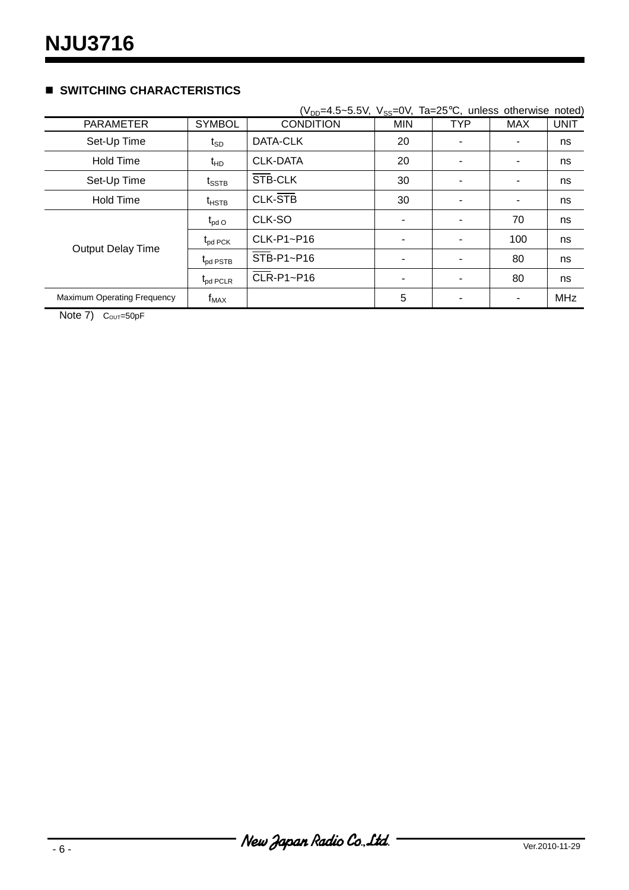## ■ SWITCHING CHARACTERISTICS

($V_{DD}$=4.5~5.5V, $V_{SS}$=0V, Ta=25°C, unless otherwise noted)

| PARAMETER | SYMBOL | CONDITION | MIN | TYP | MAX | UNIT |
|---|---|---|---|---|---|---|
| Set-Up Time | $t_{SD}$ | DATA-CLK | 20 | - | - | ns |
| Hold Time | $t_{HD}$ | CLK-DATA | 20 | - | - | ns |
| Set-Up Time | $t_{SSTB}$ | $\overline{STB}$-CLK | 30 | - | - | ns |
| Hold Time | $t_{HSTB}$ | CLK-$\overline{STB}$ | 30 | - | - | ns |
| Output Delay Time | $t_{pd\ O}$ | CLK-SO | - | - | 70 | ns |
| | $t_{pd\ PCK}$ | CLK-P1~P16 | - | - | 100 | ns |
| | $t_{pd\ PSTB}$ | $\overline{STB}$-P1~P16 | - | - | 80 | ns |
| | $t_{pd\ PCLR}$ | $\overline{CLR}$-P1~P16 | - | - | 80 | ns |
| Maximum Operating Frequency | $f_{MAX}$ | | 5 | - | - | MHz |

Note 7) $C_{OUT}$=50pF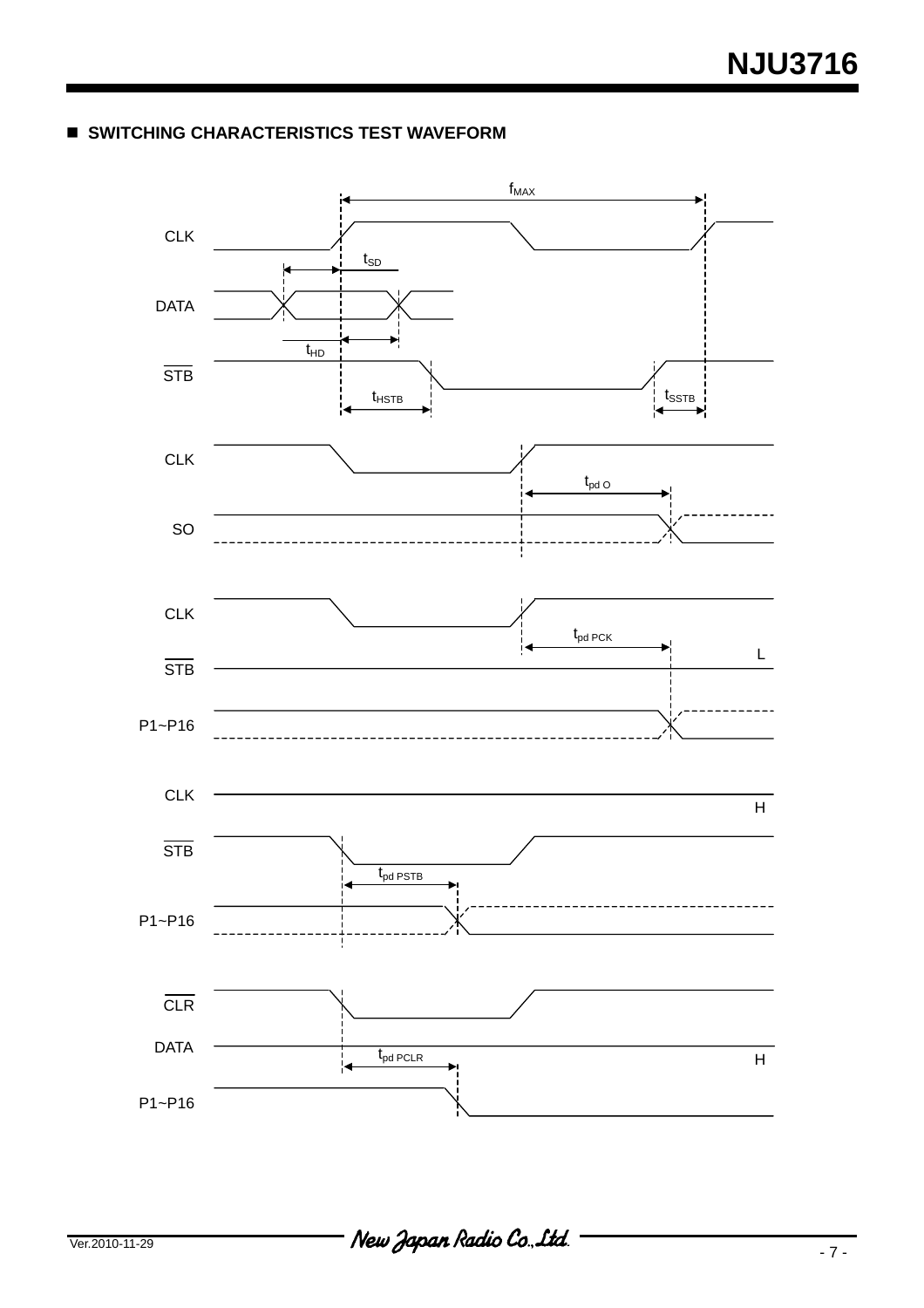## ■ SWITCHING CHARACTERISTICS TEST WAVEFORM

$f_{MAX}$

CLK

$t_{SD}$

DATA

$t_{HD}$

$\overline{STB}$

$t_{HSTB}$

$t_{SSTB}$

CLK

$t_{pd\ O}$

SO

CLK

$t_{pd\ PCK}$

L

$\overline{STB}$

P1~P16

CLK

H

$\overline{STB}$

$t_{pd\ PSTB}$

P1~P16

$\overline{CLR}$

DATA

$t_{pd\ PCLR}$

H

P1~P16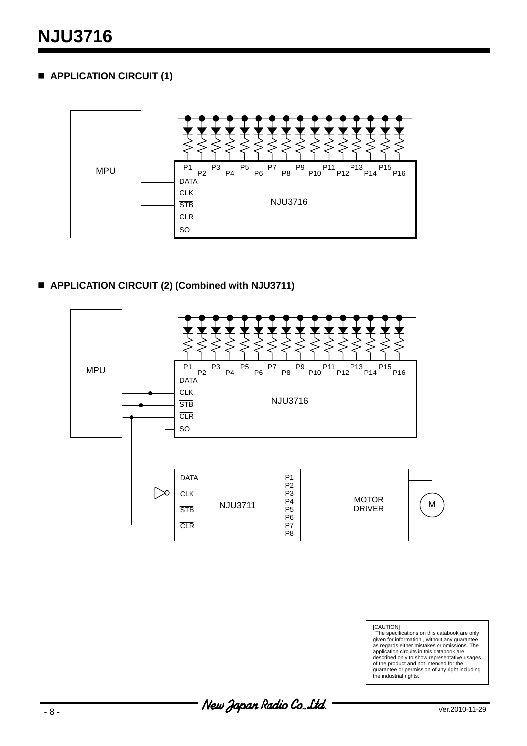## ■ APPLICATION CIRCUIT (1)

MPU

P1 P2 P3 P4 P5 P6 P7 P8 P9 P10 P11 P12 P13 P14 P15 P16

DATA

CLK

STB

CLR

SO

NJU3716

## ■ APPLICATION CIRCUIT (2) (Combined with NJU3711)

MPU

P1 P2 P3 P4 P5 P6 P7 P8 P9 P10 P11 P12 P13 P14 P15 P16

DATA

CLK

STB

CLR

SO

NJU3716

DATA

CLK

STB

CLR

NJU3711

P1 P2 P3 P4 P5 P6 P7 P8

MOTOR DRIVER

M

[CAUTION]
The specifications on this databook are only given for information , without any guarantee as regards either mistakes or omissions. The application circuits in this databook are described only to show representative usages of the product and not intended for the guarantee or permission of any right including the industrial rights.